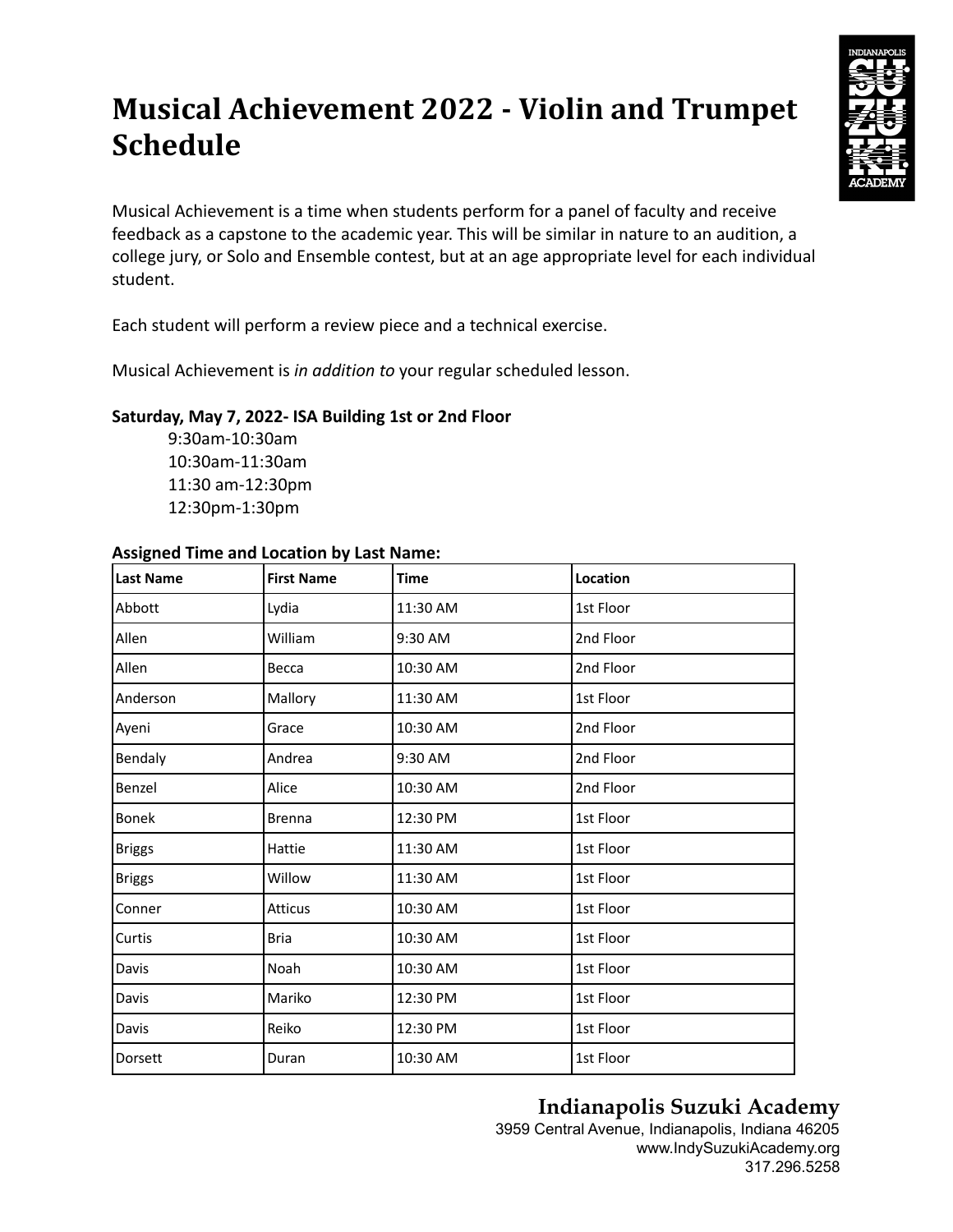# Musical Achievement 2022 - Violin and Trumpet Schedule

Musical Achievement is a time when students perform for a panel of faculty and receive feedback as a capstone to the academic year. This will be similar in nature to an audition, a college jury, or Solo and Ensemble contest, but at an age appropriate level for each individual student.

Each student will perform a review piece and a technical exercise.

Musical Achievement is *in addition to* your regular scheduled lesson.

**Saturday, May 7, 2022- ISA Building 1st or 2nd Floor**

9:30am-10:30am
10:30am-11:30am
11:30 am-12:30pm
12:30pm-1:30pm

**Assigned Time and Location by Last Name:**

| Last Name | First Name | Time | Location |
|---|---|---|---|
| Abbott | Lydia | 11:30 AM | 1st Floor |
| Allen | William | 9:30 AM | 2nd Floor |
| Allen | Becca | 10:30 AM | 2nd Floor |
| Anderson | Mallory | 11:30 AM | 1st Floor |
| Ayeni | Grace | 10:30 AM | 2nd Floor |
| Bendaly | Andrea | 9:30 AM | 2nd Floor |
| Benzel | Alice | 10:30 AM | 2nd Floor |
| Bonek | Brenna | 12:30 PM | 1st Floor |
| Briggs | Hattie | 11:30 AM | 1st Floor |
| Briggs | Willow | 11:30 AM | 1st Floor |
| Conner | Atticus | 10:30 AM | 1st Floor |
| Curtis | Bria | 10:30 AM | 1st Floor |
| Davis | Noah | 10:30 AM | 1st Floor |
| Davis | Mariko | 12:30 PM | 1st Floor |
| Davis | Reiko | 12:30 PM | 1st Floor |
| Dorsett | Duran | 10:30 AM | 1st Floor |

**Indianapolis Suzuki Academy**
3959 Central Avenue, Indianapolis, Indiana 46205
www.IndySuzukiAcademy.org
317.296.5258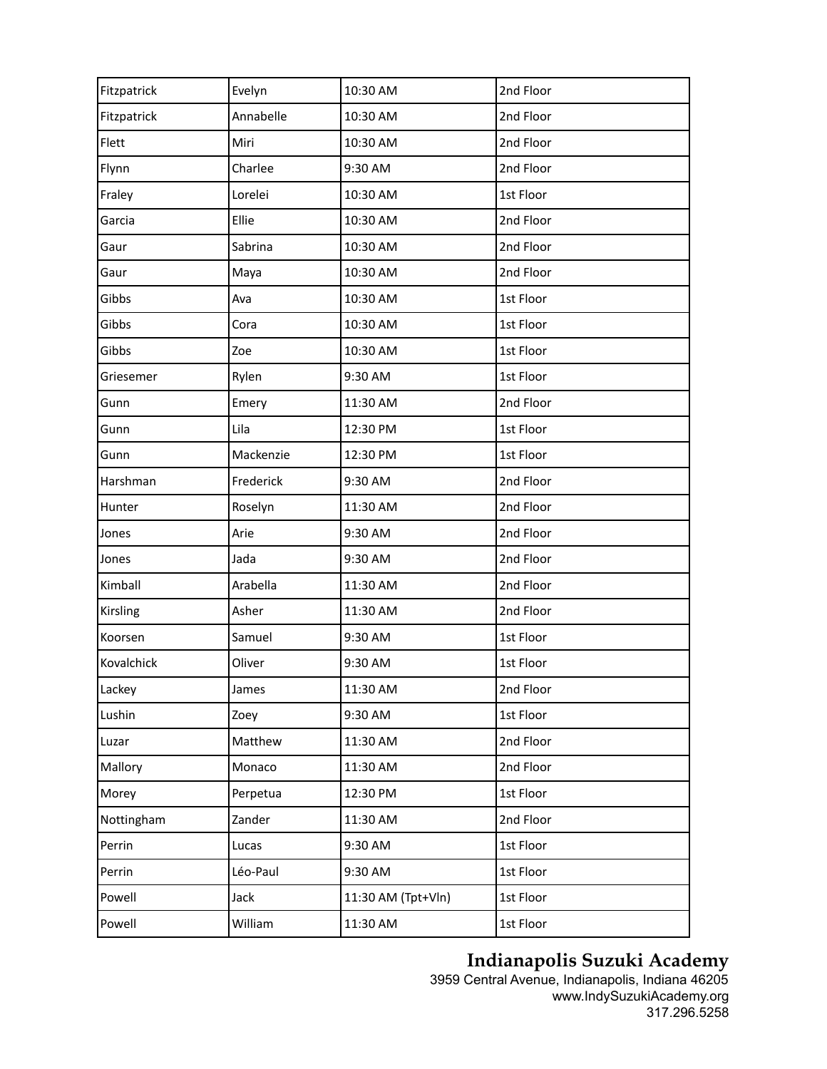| Fitzpatrick | Evelyn | 10:30 AM | 2nd Floor |
|---|---|---|---|
| Fitzpatrick | Annabelle | 10:30 AM | 2nd Floor |
| Flett | Miri | 10:30 AM | 2nd Floor |
| Flynn | Charlee | 9:30 AM | 2nd Floor |
| Fraley | Lorelei | 10:30 AM | 1st Floor |
| Garcia | Ellie | 10:30 AM | 2nd Floor |
| Gaur | Sabrina | 10:30 AM | 2nd Floor |
| Gaur | Maya | 10:30 AM | 2nd Floor |
| Gibbs | Ava | 10:30 AM | 1st Floor |
| Gibbs | Cora | 10:30 AM | 1st Floor |
| Gibbs | Zoe | 10:30 AM | 1st Floor |
| Griesemer | Rylen | 9:30 AM | 1st Floor |
| Gunn | Emery | 11:30 AM | 2nd Floor |
| Gunn | Lila | 12:30 PM | 1st Floor |
| Gunn | Mackenzie | 12:30 PM | 1st Floor |
| Harshman | Frederick | 9:30 AM | 2nd Floor |
| Hunter | Roselyn | 11:30 AM | 2nd Floor |
| Jones | Arie | 9:30 AM | 2nd Floor |
| Jones | Jada | 9:30 AM | 2nd Floor |
| Kimball | Arabella | 11:30 AM | 2nd Floor |
| Kirsling | Asher | 11:30 AM | 2nd Floor |
| Koorsen | Samuel | 9:30 AM | 1st Floor |
| Kovalchick | Oliver | 9:30 AM | 1st Floor |
| Lackey | James | 11:30 AM | 2nd Floor |
| Lushin | Zoey | 9:30 AM | 1st Floor |
| Luzar | Matthew | 11:30 AM | 2nd Floor |
| Mallory | Monaco | 11:30 AM | 2nd Floor |
| Morey | Perpetua | 12:30 PM | 1st Floor |
| Nottingham | Zander | 11:30 AM | 2nd Floor |
| Perrin | Lucas | 9:30 AM | 1st Floor |
| Perrin | Léo-Paul | 9:30 AM | 1st Floor |
| Powell | Jack | 11:30 AM (Tpt+Vln) | 1st Floor |
| Powell | William | 11:30 AM | 1st Floor |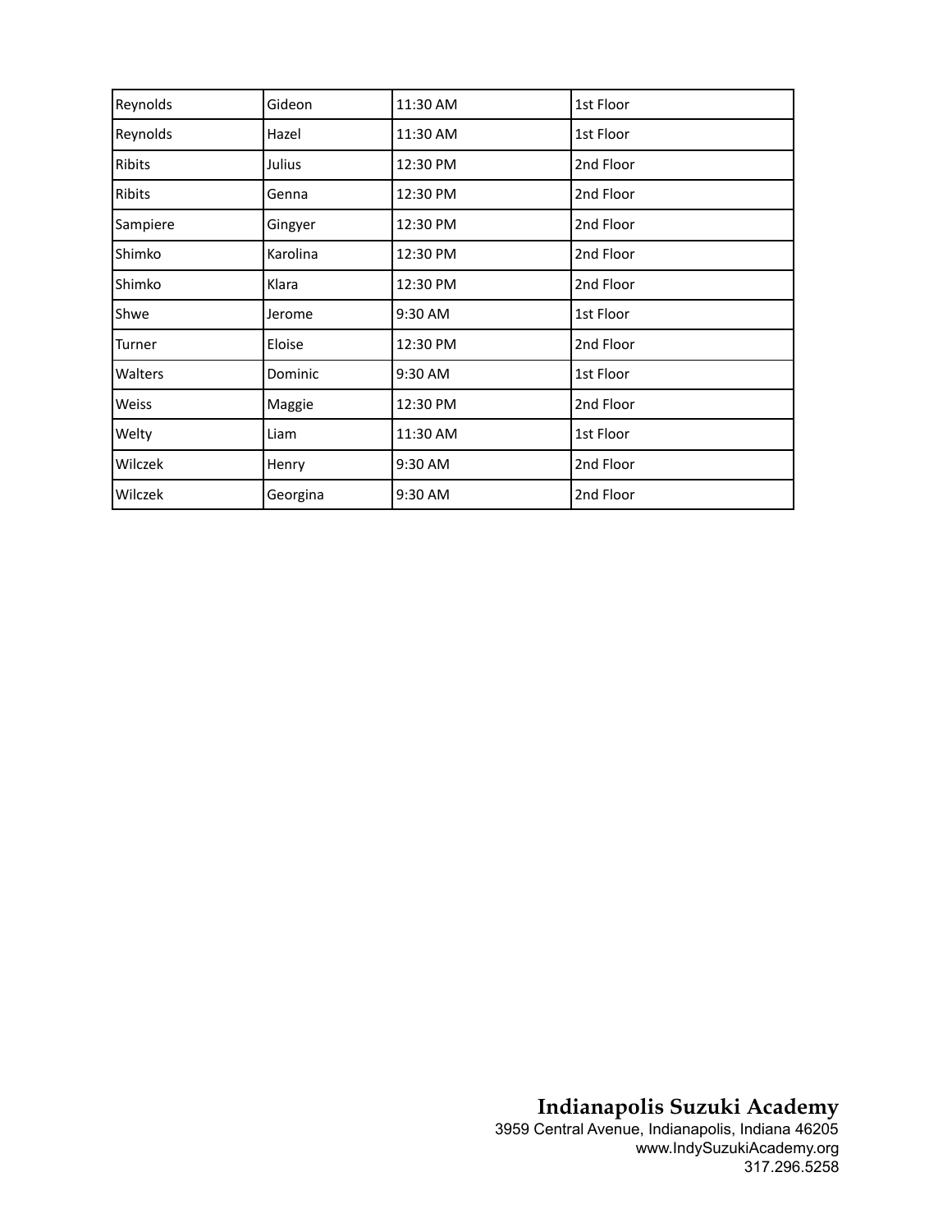| | | | |
|---|---|---|---|
| Reynolds | Gideon | 11:30 AM | 1st Floor |
| Reynolds | Hazel | 11:30 AM | 1st Floor |
| Ribits | Julius | 12:30 PM | 2nd Floor |
| Ribits | Genna | 12:30 PM | 2nd Floor |
| Sampiere | Gingyer | 12:30 PM | 2nd Floor |
| Shimko | Karolina | 12:30 PM | 2nd Floor |
| Shimko | Klara | 12:30 PM | 2nd Floor |
| Shwe | Jerome | 9:30 AM | 1st Floor |
| Turner | Eloise | 12:30 PM | 2nd Floor |
| Walters | Dominic | 9:30 AM | 1st Floor |
| Weiss | Maggie | 12:30 PM | 2nd Floor |
| Welty | Liam | 11:30 AM | 1st Floor |
| Wilczek | Henry | 9:30 AM | 2nd Floor |
| Wilczek | Georgina | 9:30 AM | 2nd Floor |

**Indianapolis Suzuki Academy**
3959 Central Avenue, Indianapolis, Indiana 46205
www.IndySuzukiAcademy.org
317.296.5258